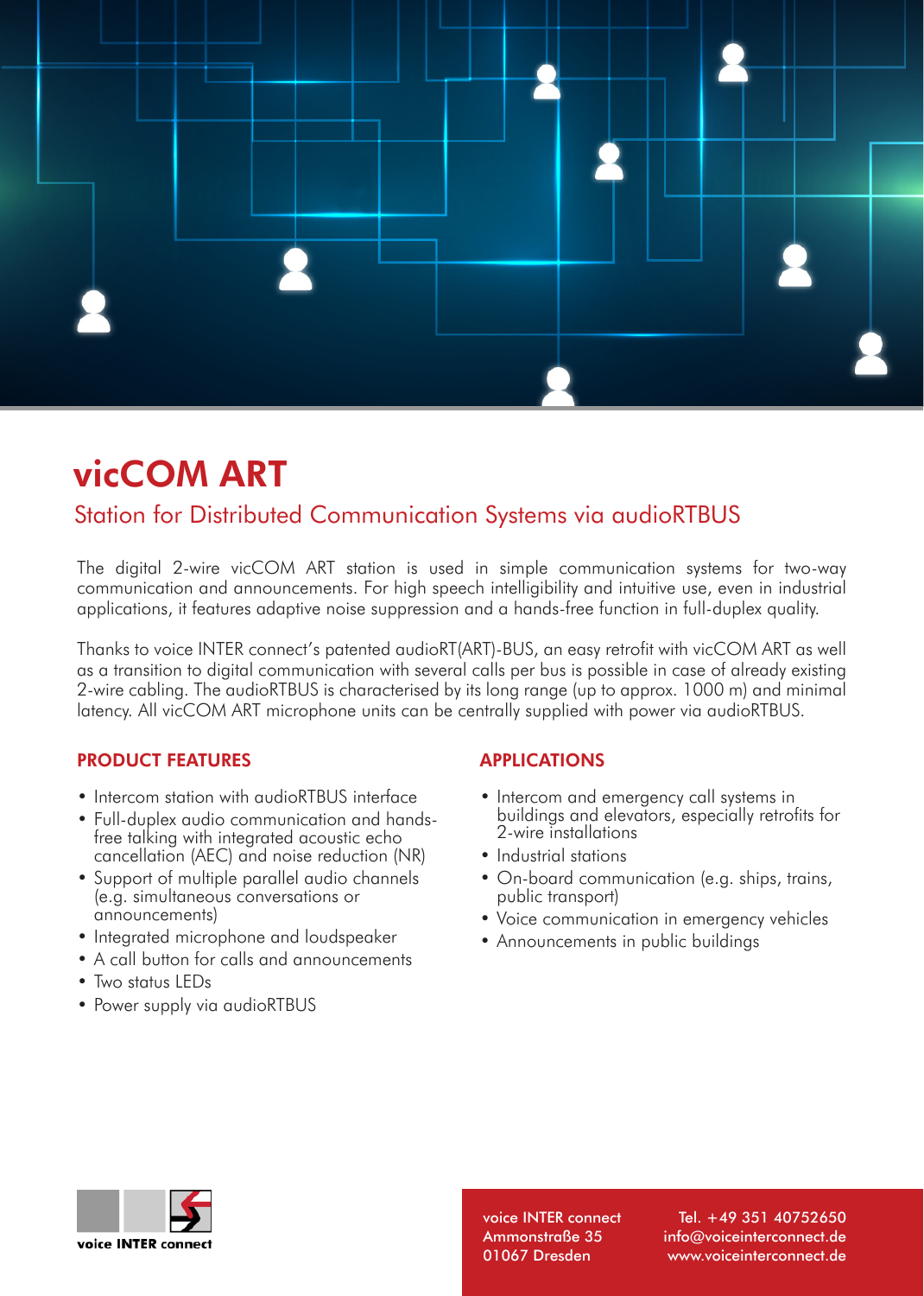# vicCOM ART

## Station for Distributed Communication Systems via audioRTBUS

The digital 2-wire vicCOM ART station is used in simple communication systems for two-way communication and announcements. For high speech intelligibility and intuitive use, even in industrial applications, it features adaptive noise suppression and a hands-free function in full-duplex quality.

Thanks to voice INTER connect's patented audioRT(ART)-BUS, an easy retrofit with vicCOM ART as well as a transition to digital communication with several calls per bus is possible in case of already existing 2-wire cabling. The audioRTBUS is characterised by its long range (up to approx. 1000 m) and minimal latency. All vicCOM ART microphone units can be centrally supplied with power via audioRTBUS.

### PRODUCT FEATURES

- Intercom station with audioRTBUS interface
- Full-duplex audio communication and hands-free talking with integrated acoustic echo cancellation (AEC) and noise reduction (NR)
- Support of multiple parallel audio channels (e.g. simultaneous conversations or announcements)
- Integrated microphone and loudspeaker
- A call button for calls and announcements
- Two status LEDs
- Power supply via audioRTBUS

### APPLICATIONS

- Intercom and emergency call systems in buildings and elevators, especially retrofits for 2-wire installations
- Industrial stations
- On-board communication (e.g. ships, trains, public transport)
- Voice communication in emergency vehicles
- Announcements in public buildings

voice INTER connect

voice INTER connect
Ammonstraße 35
01067 Dresden

Tel. +49 351 40752650
info@voiceinterconnect.de
www.voiceinterconnect.de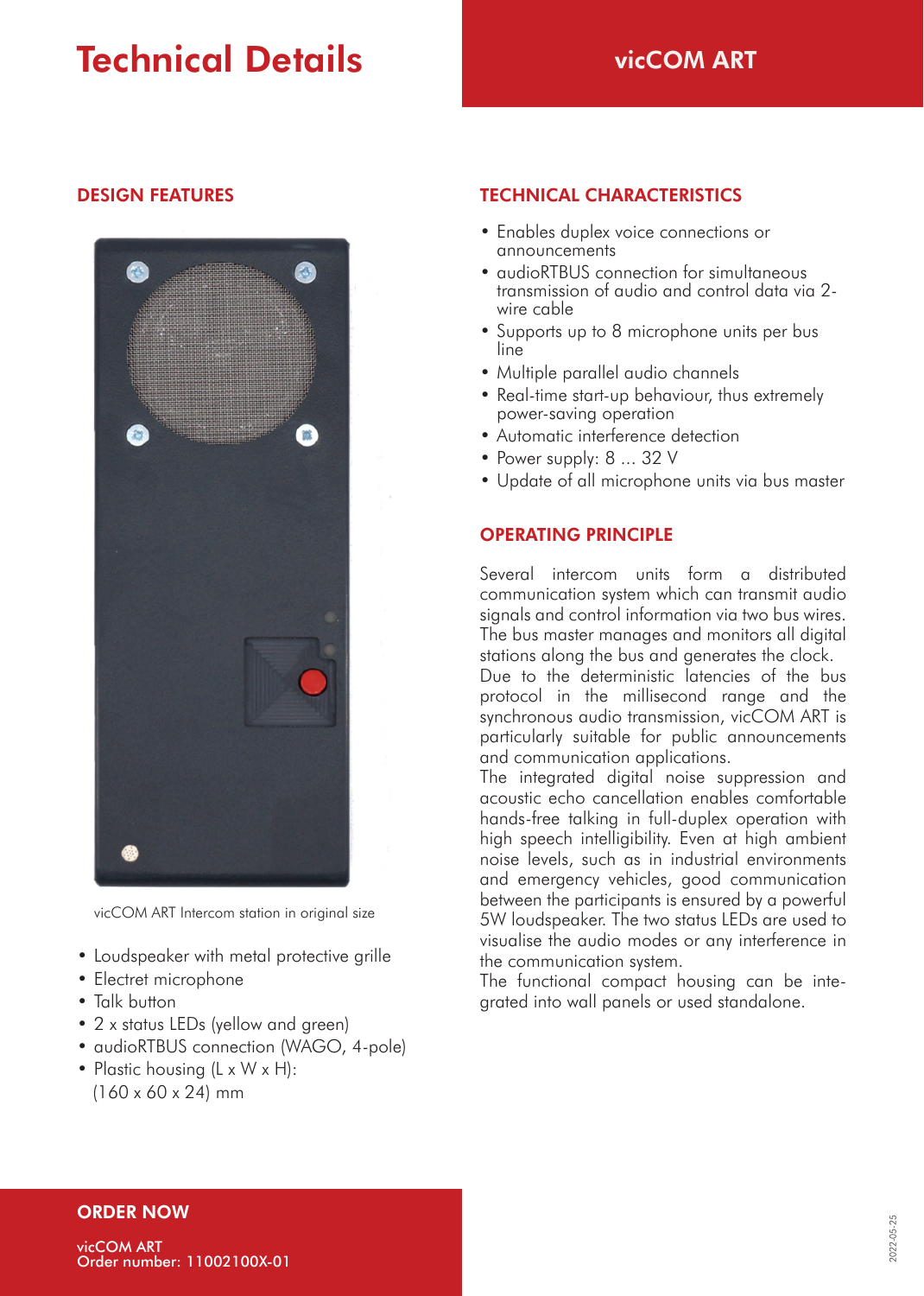# Technical Details

## vicCOM ART

### DESIGN FEATURES

vicCOM ART Intercom station in original size

- Loudspeaker with metal protective grille
- Electret microphone
- Talk button
- 2 x status LEDs (yellow and green)
- audioRTBUS connection (WAGO, 4-pole)
- Plastic housing (L x W x H): (160 x 60 x 24) mm

### TECHNICAL CHARACTERISTICS

- Enables duplex voice connections or announcements
- audioRTBUS connection for simultaneous transmission of audio and control data via 2-wire cable
- Supports up to 8 microphone units per bus line
- Multiple parallel audio channels
- Real-time start-up behaviour, thus extremely power-saving operation
- Automatic interference detection
- Power supply: 8 ... 32 V
- Update of all microphone units via bus master

### OPERATING PRINCIPLE

Several intercom units form a distributed communication system which can transmit audio signals and control information via two bus wires. The bus master manages and monitors all digital stations along the bus and generates the clock. Due to the deterministic latencies of the bus protocol in the millisecond range and the synchronous audio transmission, vicCOM ART is particularly suitable for public announcements and communication applications.
The integrated digital noise suppression and acoustic echo cancellation enables comfortable hands-free talking in full-duplex operation with high speech intelligibility. Even at high ambient noise levels, such as in industrial environments and emergency vehicles, good communication between the participants is ensured by a powerful 5W loudspeaker. The two status LEDs are used to visualise the audio modes or any interference in the communication system.
The functional compact housing can be integrated into wall panels or used standalone.

### ORDER NOW

vicCOM ART
Order number: 11002100X-01

2022-05-25